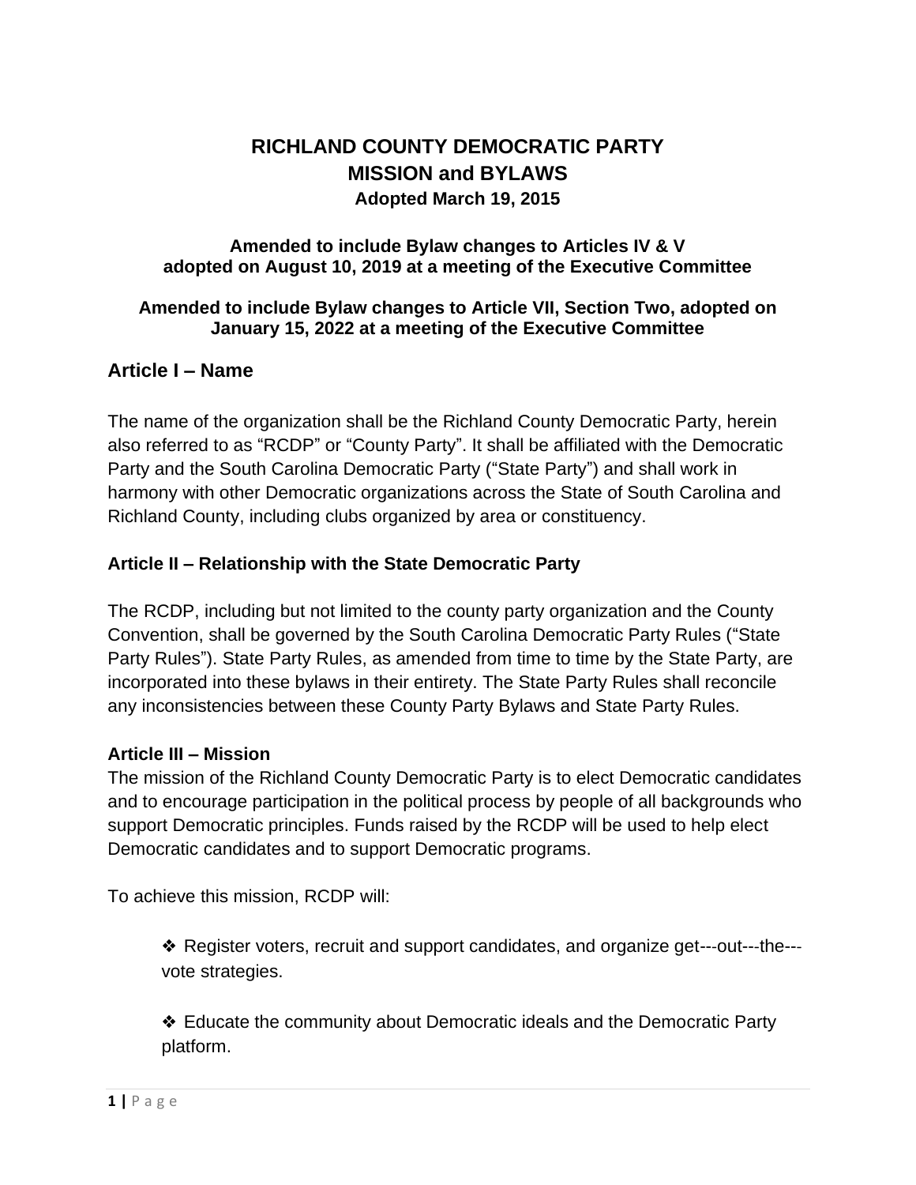# RICHLAND COUNTY DEMOCRATIC PARTY
# MISSION and BYLAWS

**Adopted March 19, 2015**

**Amended to include Bylaw changes to Articles IV & V adopted on August 10, 2019 at a meeting of the Executive Committee**

**Amended to include Bylaw changes to Article VII, Section Two, adopted on January 15, 2022 at a meeting of the Executive Committee**

## Article I – Name

The name of the organization shall be the Richland County Democratic Party, herein also referred to as "RCDP" or "County Party". It shall be affiliated with the Democratic Party and the South Carolina Democratic Party ("State Party") and shall work in harmony with other Democratic organizations across the State of South Carolina and Richland County, including clubs organized by area or constituency.

### Article II – Relationship with the State Democratic Party

The RCDP, including but not limited to the county party organization and the County Convention, shall be governed by the South Carolina Democratic Party Rules ("State Party Rules"). State Party Rules, as amended from time to time by the State Party, are incorporated into these bylaws in their entirety. The State Party Rules shall reconcile any inconsistencies between these County Party Bylaws and State Party Rules.

### Article III – Mission

The mission of the Richland County Democratic Party is to elect Democratic candidates and to encourage participation in the political process by people of all backgrounds who support Democratic principles. Funds raised by the RCDP will be used to help elect Democratic candidates and to support Democratic programs.

To achieve this mission, RCDP will:

- ❖ Register voters, recruit and support candidates, and organize get---out---the---vote strategies.

- ❖ Educate the community about Democratic ideals and the Democratic Party platform.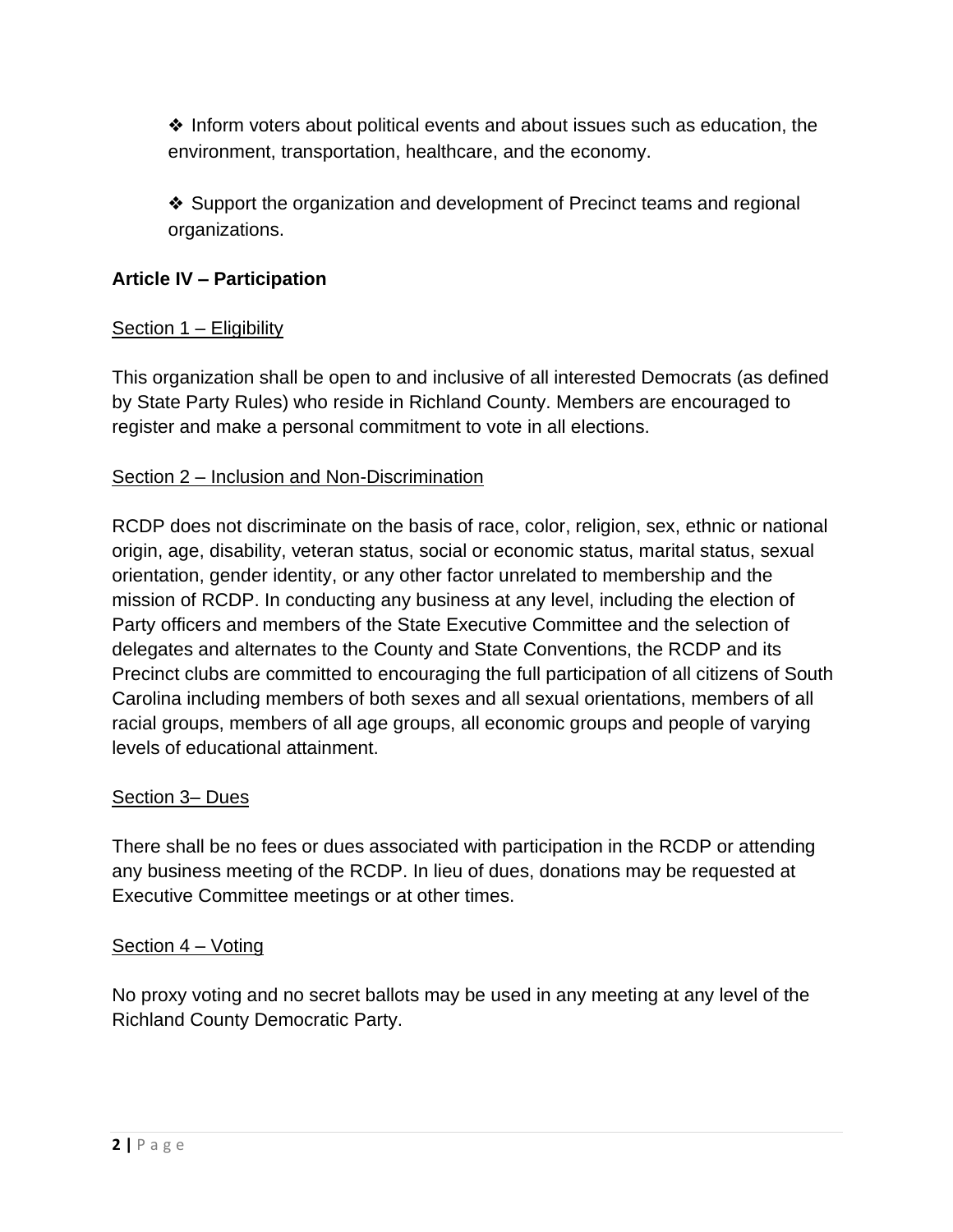❖ Inform voters about political events and about issues such as education, the environment, transportation, healthcare, and the economy.

❖ Support the organization and development of Precinct teams and regional organizations.

**Article IV – Participation**

Section 1 – Eligibility

This organization shall be open to and inclusive of all interested Democrats (as defined by State Party Rules) who reside in Richland County. Members are encouraged to register and make a personal commitment to vote in all elections.

Section 2 – Inclusion and Non-Discrimination

RCDP does not discriminate on the basis of race, color, religion, sex, ethnic or national origin, age, disability, veteran status, social or economic status, marital status, sexual orientation, gender identity, or any other factor unrelated to membership and the mission of RCDP. In conducting any business at any level, including the election of Party officers and members of the State Executive Committee and the selection of delegates and alternates to the County and State Conventions, the RCDP and its Precinct clubs are committed to encouraging the full participation of all citizens of South Carolina including members of both sexes and all sexual orientations, members of all racial groups, members of all age groups, all economic groups and people of varying levels of educational attainment.

Section 3– Dues

There shall be no fees or dues associated with participation in the RCDP or attending any business meeting of the RCDP. In lieu of dues, donations may be requested at Executive Committee meetings or at other times.

Section 4 – Voting

No proxy voting and no secret ballots may be used in any meeting at any level of the Richland County Democratic Party.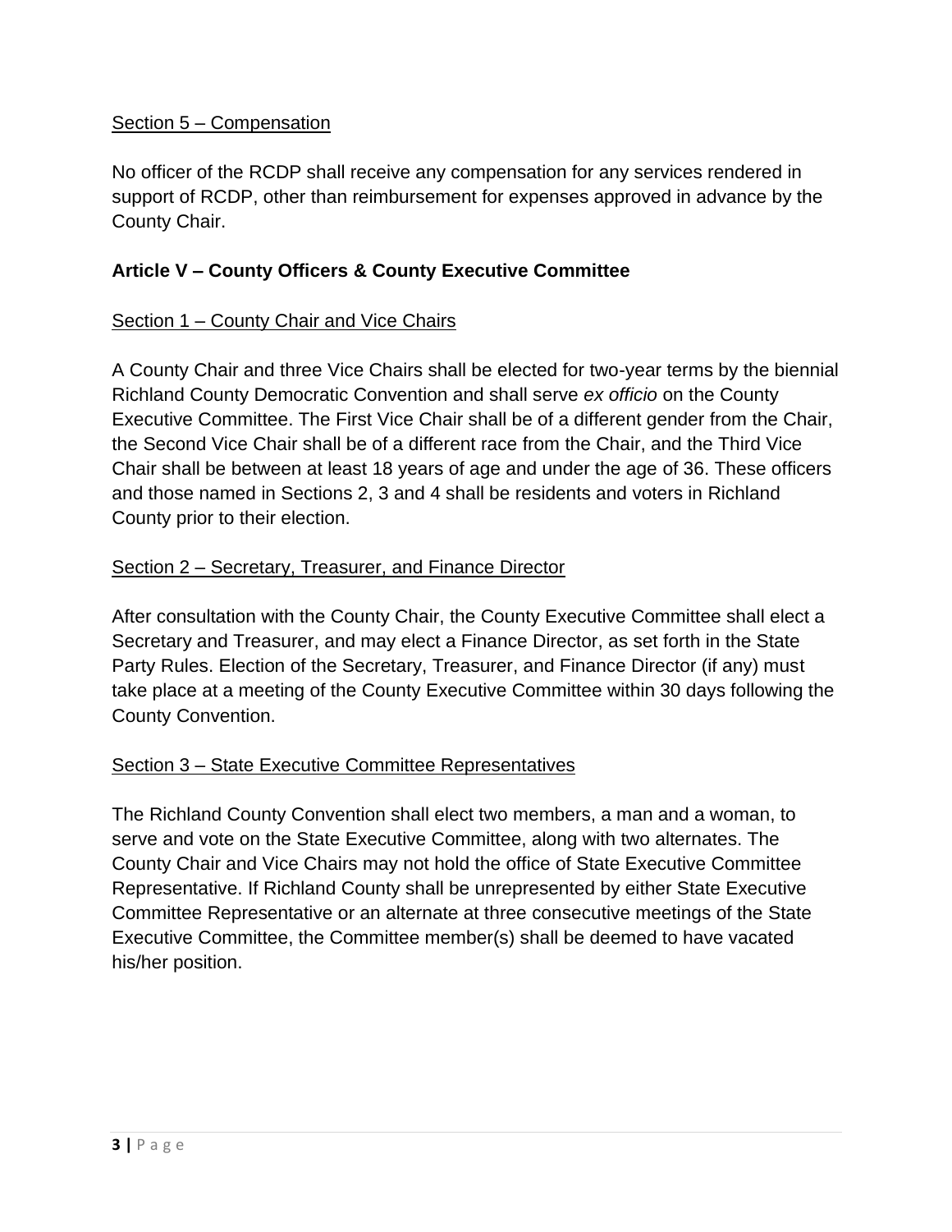Section 5 – Compensation

No officer of the RCDP shall receive any compensation for any services rendered in support of RCDP, other than reimbursement for expenses approved in advance by the County Chair.

## Article V – County Officers & County Executive Committee

Section 1 – County Chair and Vice Chairs

A County Chair and three Vice Chairs shall be elected for two-year terms by the biennial Richland County Democratic Convention and shall serve *ex officio* on the County Executive Committee. The First Vice Chair shall be of a different gender from the Chair, the Second Vice Chair shall be of a different race from the Chair, and the Third Vice Chair shall be between at least 18 years of age and under the age of 36. These officers and those named in Sections 2, 3 and 4 shall be residents and voters in Richland County prior to their election.

Section 2 – Secretary, Treasurer, and Finance Director

After consultation with the County Chair, the County Executive Committee shall elect a Secretary and Treasurer, and may elect a Finance Director, as set forth in the State Party Rules. Election of the Secretary, Treasurer, and Finance Director (if any) must take place at a meeting of the County Executive Committee within 30 days following the County Convention.

Section 3 – State Executive Committee Representatives

The Richland County Convention shall elect two members, a man and a woman, to serve and vote on the State Executive Committee, along with two alternates. The County Chair and Vice Chairs may not hold the office of State Executive Committee Representative. If Richland County shall be unrepresented by either State Executive Committee Representative or an alternate at three consecutive meetings of the State Executive Committee, the Committee member(s) shall be deemed to have vacated his/her position.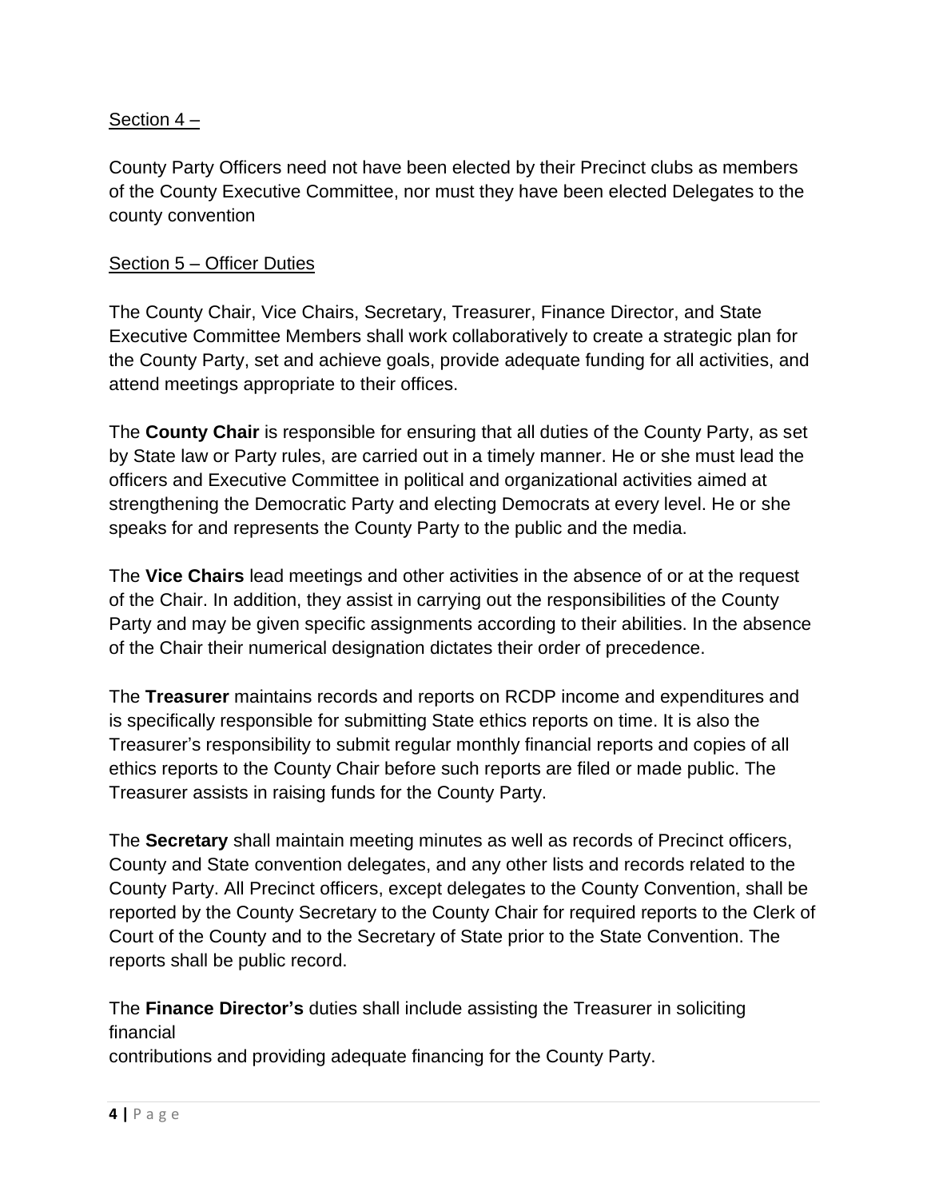Section 4 –

County Party Officers need not have been elected by their Precinct clubs as members of the County Executive Committee, nor must they have been elected Delegates to the county convention

Section 5 – Officer Duties

The County Chair, Vice Chairs, Secretary, Treasurer, Finance Director, and State Executive Committee Members shall work collaboratively to create a strategic plan for the County Party, set and achieve goals, provide adequate funding for all activities, and attend meetings appropriate to their offices.

The **County Chair** is responsible for ensuring that all duties of the County Party, as set by State law or Party rules, are carried out in a timely manner. He or she must lead the officers and Executive Committee in political and organizational activities aimed at strengthening the Democratic Party and electing Democrats at every level. He or she speaks for and represents the County Party to the public and the media.

The **Vice Chairs** lead meetings and other activities in the absence of or at the request of the Chair. In addition, they assist in carrying out the responsibilities of the County Party and may be given specific assignments according to their abilities. In the absence of the Chair their numerical designation dictates their order of precedence.

The **Treasurer** maintains records and reports on RCDP income and expenditures and is specifically responsible for submitting State ethics reports on time. It is also the Treasurer's responsibility to submit regular monthly financial reports and copies of all ethics reports to the County Chair before such reports are filed or made public. The Treasurer assists in raising funds for the County Party.

The **Secretary** shall maintain meeting minutes as well as records of Precinct officers, County and State convention delegates, and any other lists and records related to the County Party. All Precinct officers, except delegates to the County Convention, shall be reported by the County Secretary to the County Chair for required reports to the Clerk of Court of the County and to the Secretary of State prior to the State Convention. The reports shall be public record.

The **Finance Director's** duties shall include assisting the Treasurer in soliciting financial contributions and providing adequate financing for the County Party.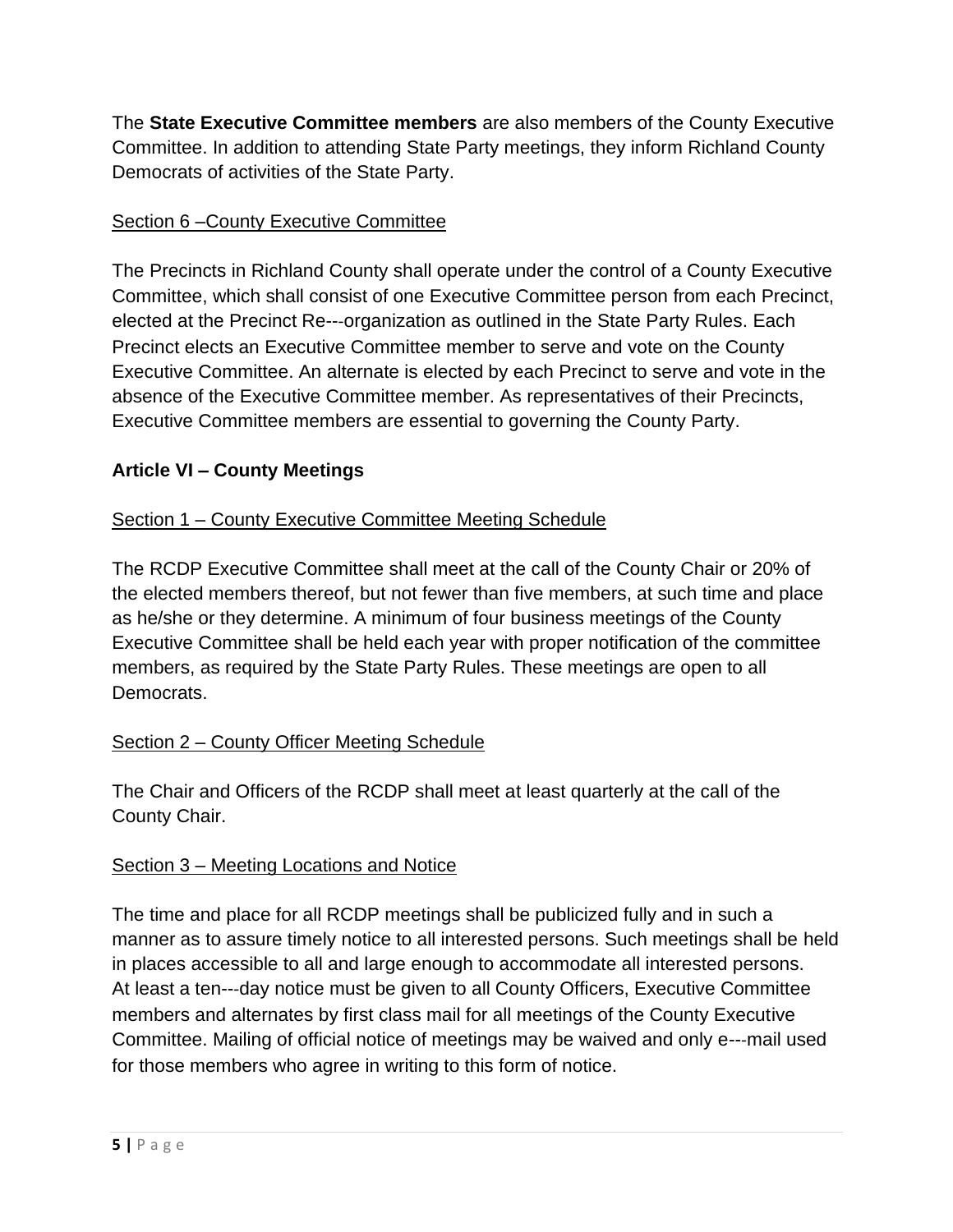The **State Executive Committee members** are also members of the County Executive Committee. In addition to attending State Party meetings, they inform Richland County Democrats of activities of the State Party.

Section 6 –County Executive Committee

The Precincts in Richland County shall operate under the control of a County Executive Committee, which shall consist of one Executive Committee person from each Precinct, elected at the Precinct Re---organization as outlined in the State Party Rules. Each Precinct elects an Executive Committee member to serve and vote on the County Executive Committee. An alternate is elected by each Precinct to serve and vote in the absence of the Executive Committee member. As representatives of their Precincts, Executive Committee members are essential to governing the County Party.

## Article VI – County Meetings

Section 1 – County Executive Committee Meeting Schedule

The RCDP Executive Committee shall meet at the call of the County Chair or 20% of the elected members thereof, but not fewer than five members, at such time and place as he/she or they determine. A minimum of four business meetings of the County Executive Committee shall be held each year with proper notification of the committee members, as required by the State Party Rules. These meetings are open to all Democrats.

Section 2 – County Officer Meeting Schedule

The Chair and Officers of the RCDP shall meet at least quarterly at the call of the County Chair.

Section 3 – Meeting Locations and Notice

The time and place for all RCDP meetings shall be publicized fully and in such a manner as to assure timely notice to all interested persons. Such meetings shall be held in places accessible to all and large enough to accommodate all interested persons. At least a ten---day notice must be given to all County Officers, Executive Committee members and alternates by first class mail for all meetings of the County Executive Committee. Mailing of official notice of meetings may be waived and only e---mail used for those members who agree in writing to this form of notice.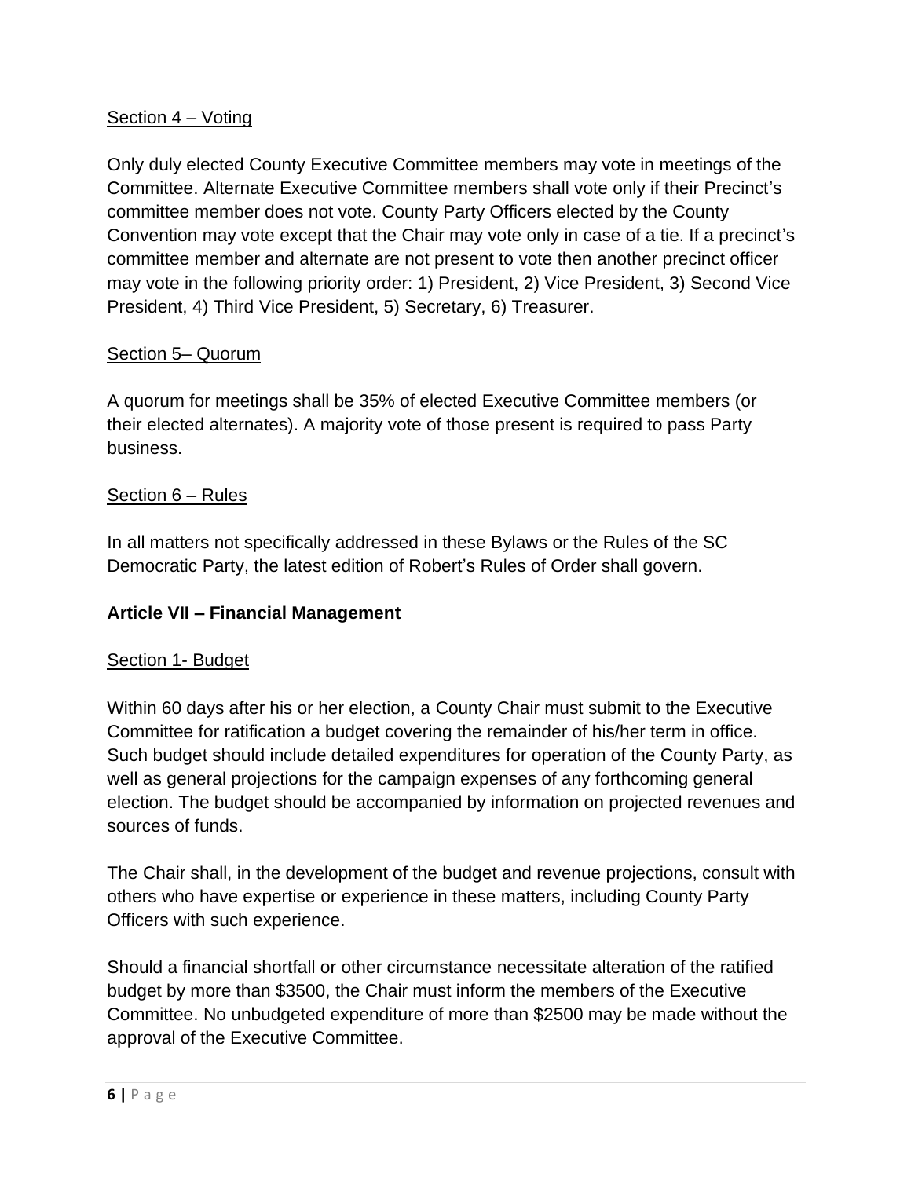Section 4 – Voting

Only duly elected County Executive Committee members may vote in meetings of the Committee. Alternate Executive Committee members shall vote only if their Precinct's committee member does not vote. County Party Officers elected by the County Convention may vote except that the Chair may vote only in case of a tie. If a precinct's committee member and alternate are not present to vote then another precinct officer may vote in the following priority order: 1) President, 2) Vice President, 3) Second Vice President, 4) Third Vice President, 5) Secretary, 6) Treasurer.

Section 5– Quorum

A quorum for meetings shall be 35% of elected Executive Committee members (or their elected alternates). A majority vote of those present is required to pass Party business.

Section 6 – Rules

In all matters not specifically addressed in these Bylaws or the Rules of the SC Democratic Party, the latest edition of Robert's Rules of Order shall govern.

## Article VII – Financial Management

Section 1- Budget

Within 60 days after his or her election, a County Chair must submit to the Executive Committee for ratification a budget covering the remainder of his/her term in office. Such budget should include detailed expenditures for operation of the County Party, as well as general projections for the campaign expenses of any forthcoming general election. The budget should be accompanied by information on projected revenues and sources of funds.

The Chair shall, in the development of the budget and revenue projections, consult with others who have expertise or experience in these matters, including County Party Officers with such experience.

Should a financial shortfall or other circumstance necessitate alteration of the ratified budget by more than $3500, the Chair must inform the members of the Executive Committee. No unbudgeted expenditure of more than $2500 may be made without the approval of the Executive Committee.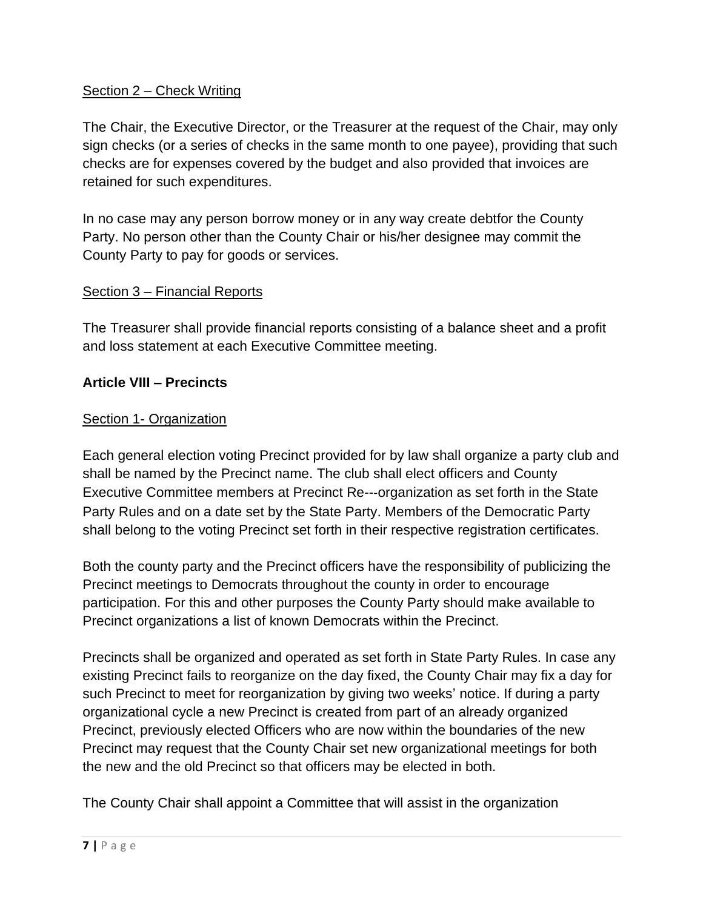Section 2 – Check Writing

The Chair, the Executive Director, or the Treasurer at the request of the Chair, may only sign checks (or a series of checks in the same month to one payee), providing that such checks are for expenses covered by the budget and also provided that invoices are retained for such expenditures.

In no case may any person borrow money or in any way create debtfor the County Party. No person other than the County Chair or his/her designee may commit the County Party to pay for goods or services.

Section 3 – Financial Reports

The Treasurer shall provide financial reports consisting of a balance sheet and a profit and loss statement at each Executive Committee meeting.

**Article VIII – Precincts**

Section 1- Organization

Each general election voting Precinct provided for by law shall organize a party club and shall be named by the Precinct name. The club shall elect officers and County Executive Committee members at Precinct Re---organization as set forth in the State Party Rules and on a date set by the State Party. Members of the Democratic Party shall belong to the voting Precinct set forth in their respective registration certificates.

Both the county party and the Precinct officers have the responsibility of publicizing the Precinct meetings to Democrats throughout the county in order to encourage participation. For this and other purposes the County Party should make available to Precinct organizations a list of known Democrats within the Precinct.

Precincts shall be organized and operated as set forth in State Party Rules. In case any existing Precinct fails to reorganize on the day fixed, the County Chair may fix a day for such Precinct to meet for reorganization by giving two weeks' notice. If during a party organizational cycle a new Precinct is created from part of an already organized Precinct, previously elected Officers who are now within the boundaries of the new Precinct may request that the County Chair set new organizational meetings for both the new and the old Precinct so that officers may be elected in both.

The County Chair shall appoint a Committee that will assist in the organization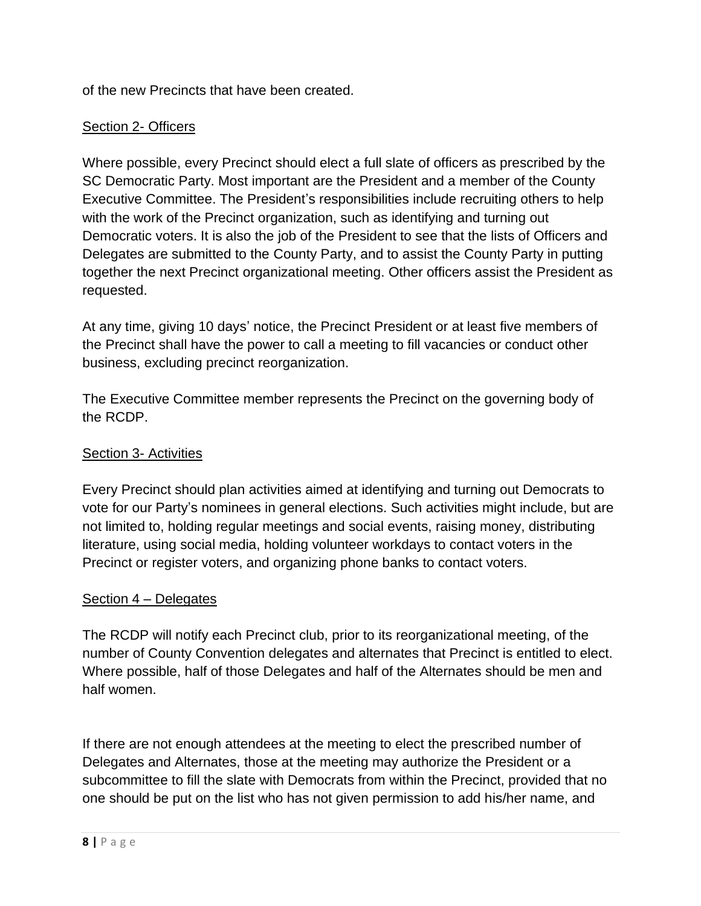of the new Precincts that have been created.

<u>Section 2- Officers</u>

Where possible, every Precinct should elect a full slate of officers as prescribed by the SC Democratic Party. Most important are the President and a member of the County Executive Committee. The President's responsibilities include recruiting others to help with the work of the Precinct organization, such as identifying and turning out Democratic voters. It is also the job of the President to see that the lists of Officers and Delegates are submitted to the County Party, and to assist the County Party in putting together the next Precinct organizational meeting. Other officers assist the President as requested.

At any time, giving 10 days' notice, the Precinct President or at least five members of the Precinct shall have the power to call a meeting to fill vacancies or conduct other business, excluding precinct reorganization.

The Executive Committee member represents the Precinct on the governing body of the RCDP.

<u>Section 3- Activities</u>

Every Precinct should plan activities aimed at identifying and turning out Democrats to vote for our Party's nominees in general elections. Such activities might include, but are not limited to, holding regular meetings and social events, raising money, distributing literature, using social media, holding volunteer workdays to contact voters in the Precinct or register voters, and organizing phone banks to contact voters.

<u>Section 4 – Delegates</u>

The RCDP will notify each Precinct club, prior to its reorganizational meeting, of the number of County Convention delegates and alternates that Precinct is entitled to elect. Where possible, half of those Delegates and half of the Alternates should be men and half women.

If there are not enough attendees at the meeting to elect the prescribed number of Delegates and Alternates, those at the meeting may authorize the President or a subcommittee to fill the slate with Democrats from within the Precinct, provided that no one should be put on the list who has not given permission to add his/her name, and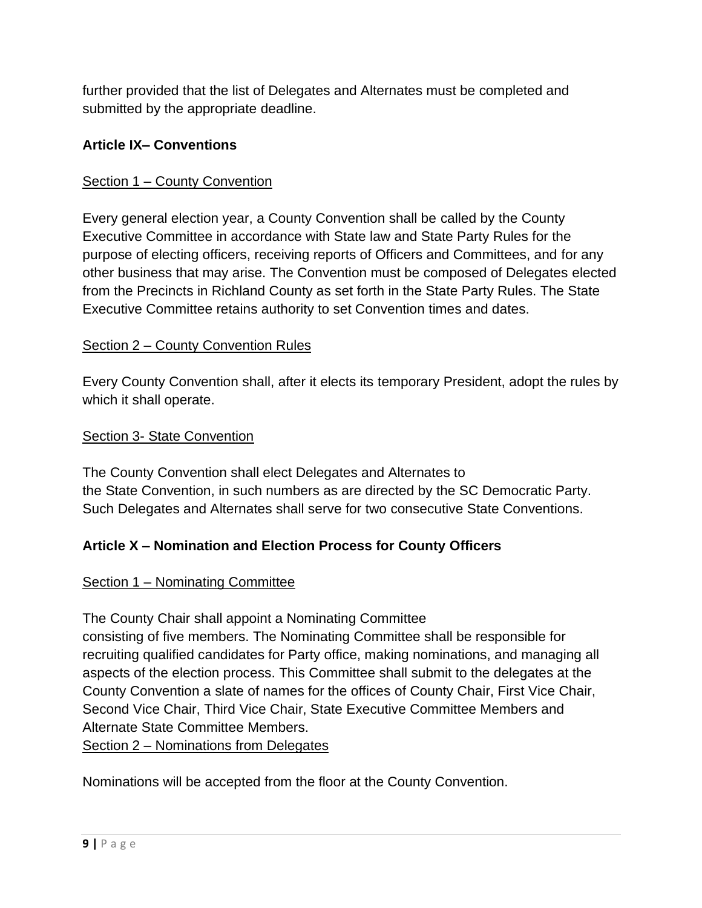further provided that the list of Delegates and Alternates must be completed and submitted by the appropriate deadline.

## Article IX– Conventions

Section 1 – County Convention

Every general election year, a County Convention shall be called by the County Executive Committee in accordance with State law and State Party Rules for the purpose of electing officers, receiving reports of Officers and Committees, and for any other business that may arise. The Convention must be composed of Delegates elected from the Precincts in Richland County as set forth in the State Party Rules. The State Executive Committee retains authority to set Convention times and dates.

Section 2 – County Convention Rules

Every County Convention shall, after it elects its temporary President, adopt the rules by which it shall operate.

Section 3- State Convention

The County Convention shall elect Delegates and Alternates to the State Convention, in such numbers as are directed by the SC Democratic Party. Such Delegates and Alternates shall serve for two consecutive State Conventions.

## Article X – Nomination and Election Process for County Officers

Section 1 – Nominating Committee

The County Chair shall appoint a Nominating Committee consisting of five members. The Nominating Committee shall be responsible for recruiting qualified candidates for Party office, making nominations, and managing all aspects of the election process. This Committee shall submit to the delegates at the County Convention a slate of names for the offices of County Chair, First Vice Chair, Second Vice Chair, Third Vice Chair, State Executive Committee Members and Alternate State Committee Members.

Section 2 – Nominations from Delegates

Nominations will be accepted from the floor at the County Convention.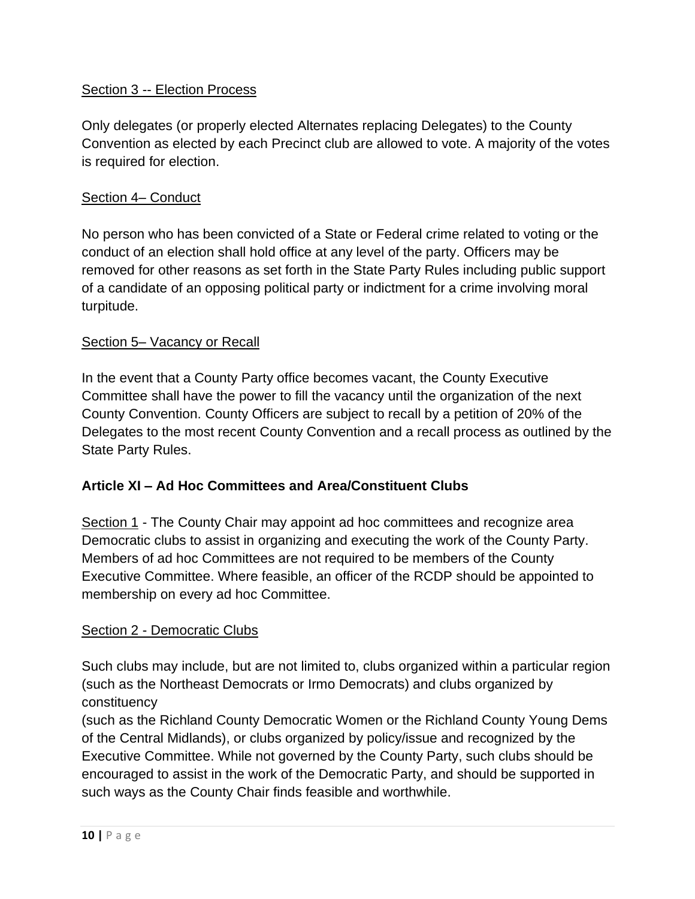<u>Section 3 -- Election Process</u>

Only delegates (or properly elected Alternates replacing Delegates) to the County Convention as elected by each Precinct club are allowed to vote. A majority of the votes is required for election.

<u>Section 4– Conduct</u>

No person who has been convicted of a State or Federal crime related to voting or the conduct of an election shall hold office at any level of the party. Officers may be removed for other reasons as set forth in the State Party Rules including public support of a candidate of an opposing political party or indictment for a crime involving moral turpitude.

<u>Section 5– Vacancy or Recall</u>

In the event that a County Party office becomes vacant, the County Executive Committee shall have the power to fill the vacancy until the organization of the next County Convention. County Officers are subject to recall by a petition of 20% of the Delegates to the most recent County Convention and a recall process as outlined by the State Party Rules.

## Article XI – Ad Hoc Committees and Area/Constituent Clubs

<u>Section 1</u> - The County Chair may appoint ad hoc committees and recognize area Democratic clubs to assist in organizing and executing the work of the County Party. Members of ad hoc Committees are not required to be members of the County Executive Committee. Where feasible, an officer of the RCDP should be appointed to membership on every ad hoc Committee.

<u>Section 2 - Democratic Clubs</u>

Such clubs may include, but are not limited to, clubs organized within a particular region (such as the Northeast Democrats or Irmo Democrats) and clubs organized by constituency
(such as the Richland County Democratic Women or the Richland County Young Dems of the Central Midlands), or clubs organized by policy/issue and recognized by the Executive Committee. While not governed by the County Party, such clubs should be encouraged to assist in the work of the Democratic Party, and should be supported in such ways as the County Chair finds feasible and worthwhile.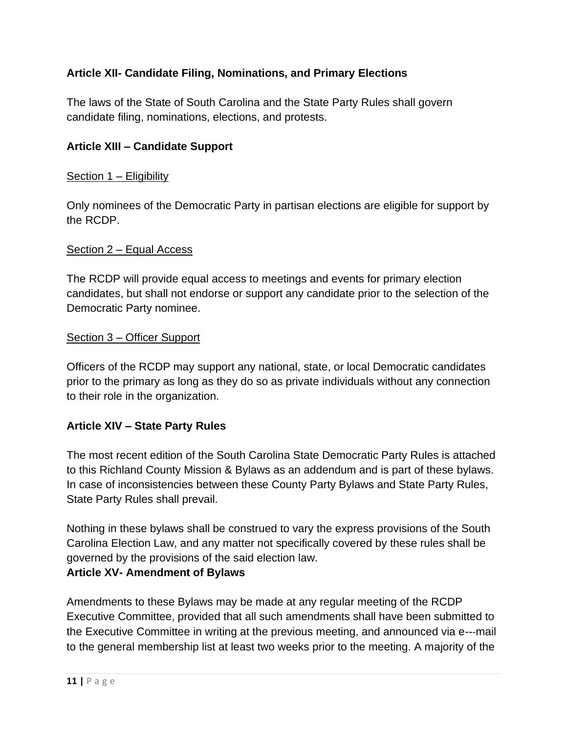## Article XII- Candidate Filing, Nominations, and Primary Elections

The laws of the State of South Carolina and the State Party Rules shall govern candidate filing, nominations, elections, and protests.

## Article XIII – Candidate Support

Section 1 – Eligibility

Only nominees of the Democratic Party in partisan elections are eligible for support by the RCDP.

Section 2 – Equal Access

The RCDP will provide equal access to meetings and events for primary election candidates, but shall not endorse or support any candidate prior to the selection of the Democratic Party nominee.

Section 3 – Officer Support

Officers of the RCDP may support any national, state, or local Democratic candidates prior to the primary as long as they do so as private individuals without any connection to their role in the organization.

## Article XIV – State Party Rules

The most recent edition of the South Carolina State Democratic Party Rules is attached to this Richland County Mission & Bylaws as an addendum and is part of these bylaws. In case of inconsistencies between these County Party Bylaws and State Party Rules, State Party Rules shall prevail.

Nothing in these bylaws shall be construed to vary the express provisions of the South Carolina Election Law, and any matter not specifically covered by these rules shall be governed by the provisions of the said election law.

## Article XV- Amendment of Bylaws

Amendments to these Bylaws may be made at any regular meeting of the RCDP Executive Committee, provided that all such amendments shall have been submitted to the Executive Committee in writing at the previous meeting, and announced via e---mail to the general membership list at least two weeks prior to the meeting. A majority of the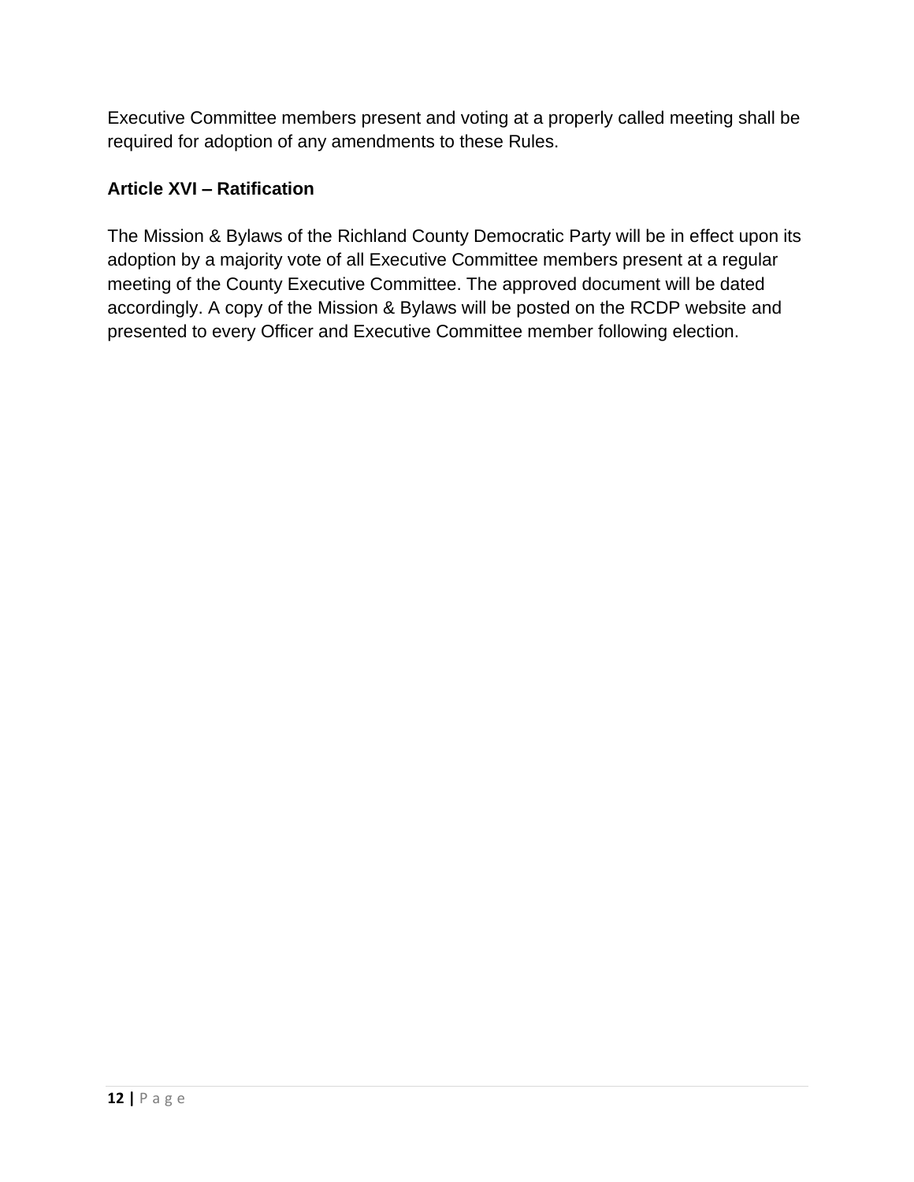Executive Committee members present and voting at a properly called meeting shall be required for adoption of any amendments to these Rules.

### Article XVI – Ratification

The Mission & Bylaws of the Richland County Democratic Party will be in effect upon its adoption by a majority vote of all Executive Committee members present at a regular meeting of the County Executive Committee. The approved document will be dated accordingly. A copy of the Mission & Bylaws will be posted on the RCDP website and presented to every Officer and Executive Committee member following election.